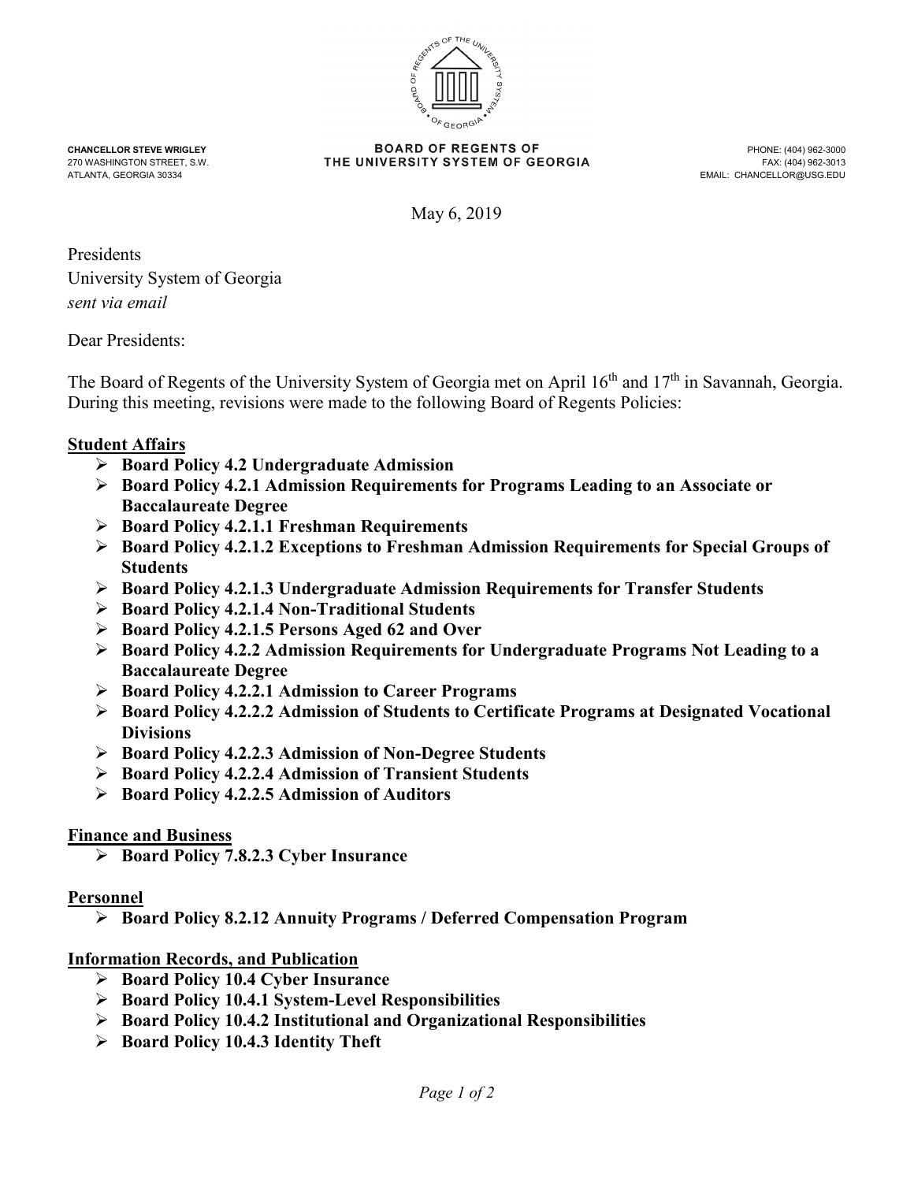**CHANCELLOR STEVE WRIGLEY**
270 WASHINGTON STREET, S.W.
ATLANTA, GEORGIA 30334

**BOARD OF REGENTS OF**
**THE UNIVERSITY SYSTEM OF GEORGIA**

PHONE: (404) 962-3000
FAX: (404) 962-3013
EMAIL: CHANCELLOR@USG.EDU

May 6, 2019

Presidents
University System of Georgia
*sent via email*

Dear Presidents:

The Board of Regents of the University System of Georgia met on April 16th and 17th in Savannah, Georgia. During this meeting, revisions were made to the following Board of Regents Policies:

**Student Affairs**

- **Board Policy 4.2 Undergraduate Admission**
- **Board Policy 4.2.1 Admission Requirements for Programs Leading to an Associate or Baccalaureate Degree**
- **Board Policy 4.2.1.1 Freshman Requirements**
- **Board Policy 4.2.1.2 Exceptions to Freshman Admission Requirements for Special Groups of Students**
- **Board Policy 4.2.1.3 Undergraduate Admission Requirements for Transfer Students**
- **Board Policy 4.2.1.4 Non-Traditional Students**
- **Board Policy 4.2.1.5 Persons Aged 62 and Over**
- **Board Policy 4.2.2 Admission Requirements for Undergraduate Programs Not Leading to a Baccalaureate Degree**
- **Board Policy 4.2.2.1 Admission to Career Programs**
- **Board Policy 4.2.2.2 Admission of Students to Certificate Programs at Designated Vocational Divisions**
- **Board Policy 4.2.2.3 Admission of Non-Degree Students**
- **Board Policy 4.2.2.4 Admission of Transient Students**
- **Board Policy 4.2.2.5 Admission of Auditors**

**Finance and Business**

- **Board Policy 7.8.2.3 Cyber Insurance**

**Personnel**

- **Board Policy 8.2.12 Annuity Programs / Deferred Compensation Program**

**Information Records, and Publication**

- **Board Policy 10.4 Cyber Insurance**
- **Board Policy 10.4.1 System-Level Responsibilities**
- **Board Policy 10.4.2 Institutional and Organizational Responsibilities**
- **Board Policy 10.4.3 Identity Theft**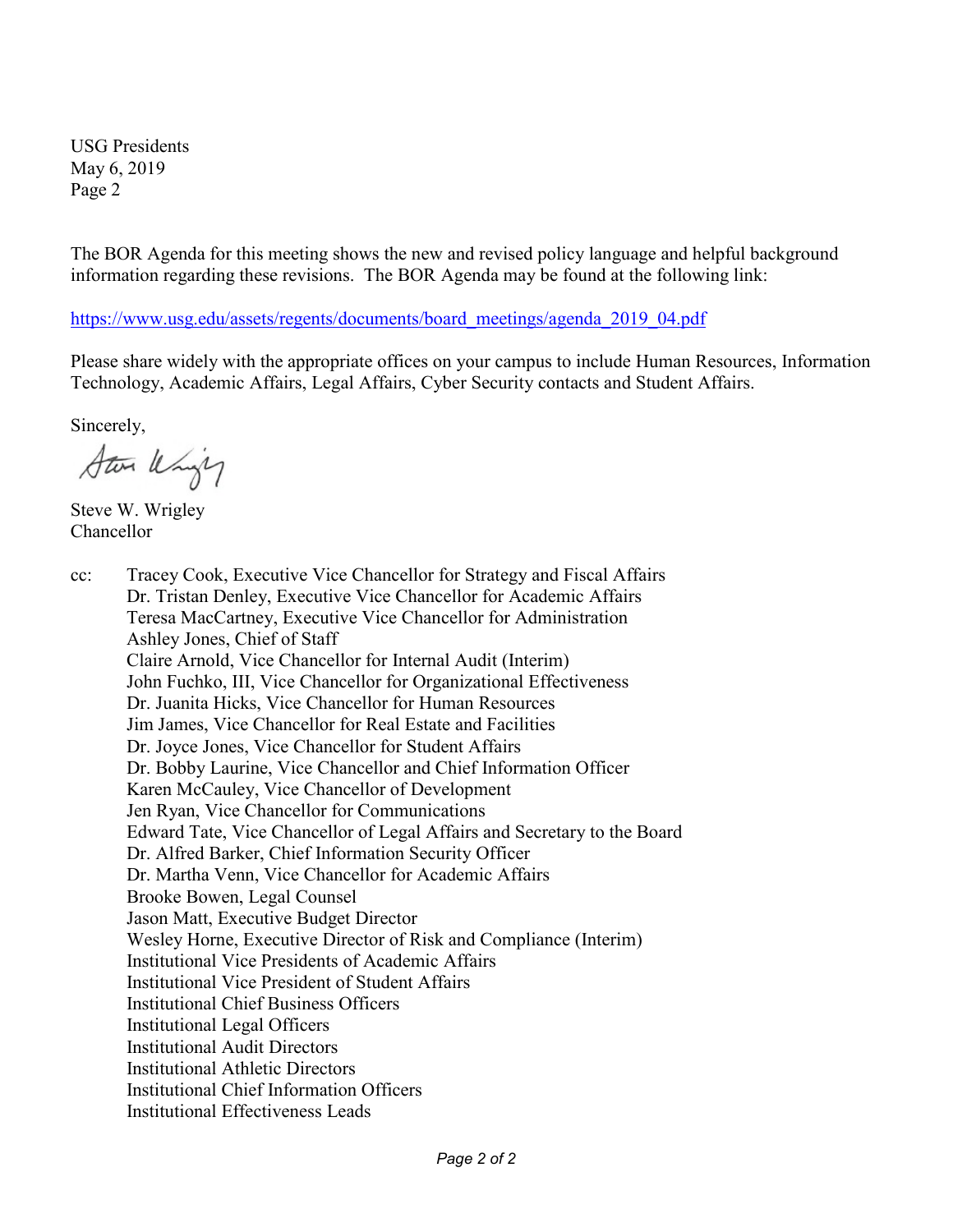The BOR Agenda for this meeting shows the new and revised policy language and helpful background information regarding these revisions. The BOR Agenda may be found at the following link:

https://www.usg.edu/assets/regents/documents/board_meetings/agenda_2019_04.pdf

Please share widely with the appropriate offices on your campus to include Human Resources, Information Technology, Academic Affairs, Legal Affairs, Cyber Security contacts and Student Affairs.

Sincerely,

Steve W. Wrigley
Chancellor

cc: Tracey Cook, Executive Vice Chancellor for Strategy and Fiscal Affairs
Dr. Tristan Denley, Executive Vice Chancellor for Academic Affairs
Teresa MacCartney, Executive Vice Chancellor for Administration
Ashley Jones, Chief of Staff
Claire Arnold, Vice Chancellor for Internal Audit (Interim)
John Fuchko, III, Vice Chancellor for Organizational Effectiveness
Dr. Juanita Hicks, Vice Chancellor for Human Resources
Jim James, Vice Chancellor for Real Estate and Facilities
Dr. Joyce Jones, Vice Chancellor for Student Affairs
Dr. Bobby Laurine, Vice Chancellor and Chief Information Officer
Karen McCauley, Vice Chancellor of Development
Jen Ryan, Vice Chancellor for Communications
Edward Tate, Vice Chancellor of Legal Affairs and Secretary to the Board
Dr. Alfred Barker, Chief Information Security Officer
Dr. Martha Venn, Vice Chancellor for Academic Affairs
Brooke Bowen, Legal Counsel
Jason Matt, Executive Budget Director
Wesley Horne, Executive Director of Risk and Compliance (Interim)
Institutional Vice Presidents of Academic Affairs
Institutional Vice President of Student Affairs
Institutional Chief Business Officers
Institutional Legal Officers
Institutional Audit Directors
Institutional Athletic Directors
Institutional Chief Information Officers
Institutional Effectiveness Leads